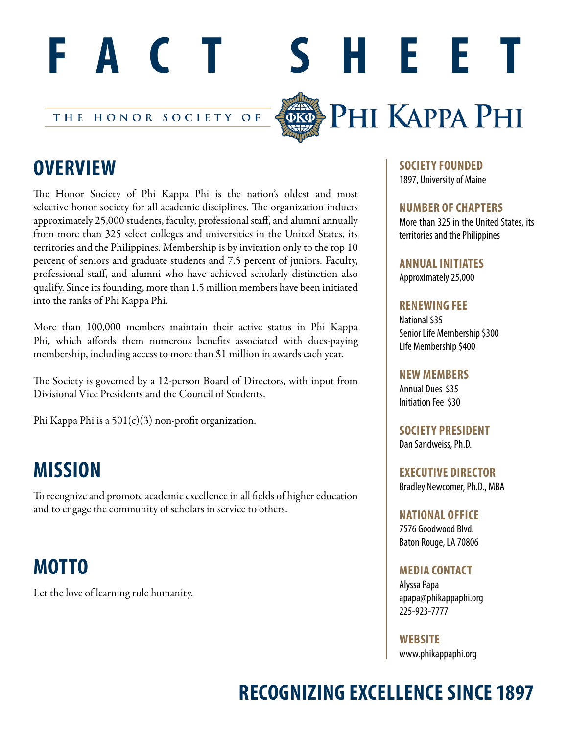# FACT SHEET

THE HONOR SOCIETY OF **PHI KAPPA PHI**

## OVERVIEW

The Honor Society of Phi Kappa Phi is the nation's oldest and most selective honor society for all academic disciplines. The organization inducts approximately 25,000 students, faculty, professional staff, and alumni annually from more than 325 select colleges and universities in the United States, its territories and the Philippines. Membership is by invitation only to the top 10 percent of seniors and graduate students and 7.5 percent of juniors. Faculty, professional staff, and alumni who have achieved scholarly distinction also qualify. Since its founding, more than 1.5 million members have been initiated into the ranks of Phi Kappa Phi.

More than 100,000 members maintain their active status in Phi Kappa Phi, which affords them numerous benefits associated with dues-paying membership, including access to more than $1 million in awards each year.

The Society is governed by a 12-person Board of Directors, with input from Divisional Vice Presidents and the Council of Students.

Phi Kappa Phi is a 501(c)(3) non-profit organization.

## MISSION

To recognize and promote academic excellence in all fields of higher education and to engage the community of scholars in service to others.

## MOTTO

Let the love of learning rule humanity.

**SOCIETY FOUNDED**
1897, University of Maine

**NUMBER OF CHAPTERS**
More than 325 in the United States, its territories and the Philippines

**ANNUAL INITIATES**
Approximately 25,000

**RENEWING FEE**
National $35
Senior Life Membership $300
Life Membership $400

**NEW MEMBERS**
Annual Dues $35
Initiation Fee $30

**SOCIETY PRESIDENT**
Dan Sandweiss, Ph.D.

**EXECUTIVE DIRECTOR**
Bradley Newcomer, Ph.D., MBA

**NATIONAL OFFICE**
7576 Goodwood Blvd.
Baton Rouge, LA 70806

**MEDIA CONTACT**
Alyssa Papa
apapa@phikappaphi.org
225-923-7777

**WEBSITE**
www.phikappaphi.org

## RECOGNIZING EXCELLENCE SINCE 1897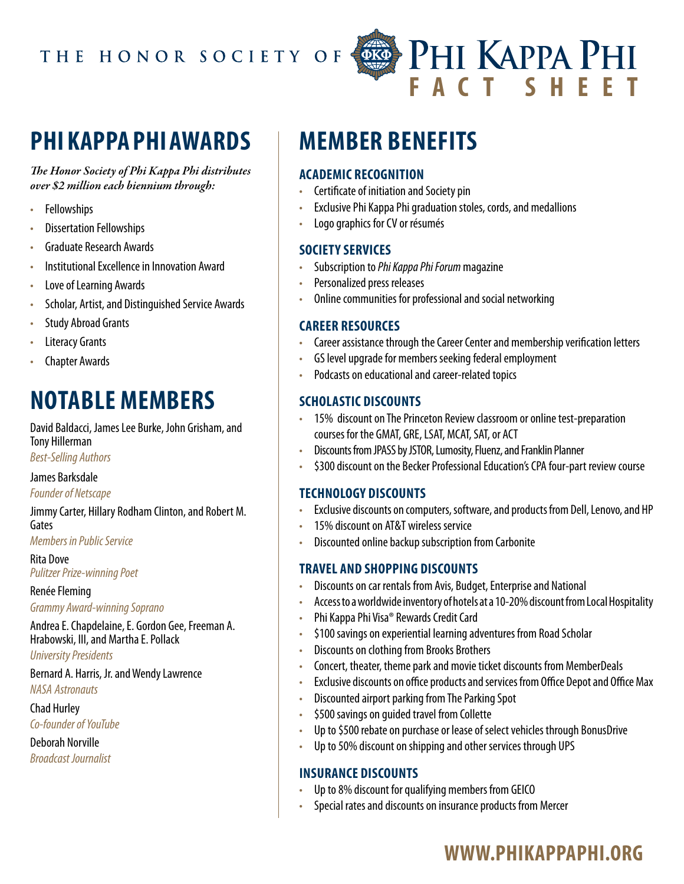THE HONOR SOCIETY OF PHI KAPPA PHI

# FACT SHEET

## PHI KAPPA PHI AWARDS

*The Honor Society of Phi Kappa Phi distributes over $2 million each biennium through:*

- Fellowships
- Dissertation Fellowships
- Graduate Research Awards
- Institutional Excellence in Innovation Award
- Love of Learning Awards
- Scholar, Artist, and Distinguished Service Awards
- Study Abroad Grants
- Literacy Grants
- Chapter Awards

## NOTABLE MEMBERS

David Baldacci, James Lee Burke, John Grisham, and Tony Hillerman
*Best-Selling Authors*

James Barksdale
*Founder of Netscape*

Jimmy Carter, Hillary Rodham Clinton, and Robert M. Gates
*Members in Public Service*

Rita Dove
*Pulitzer Prize-winning Poet*

Renée Fleming
*Grammy Award-winning Soprano*

Andrea E. Chapdelaine, E. Gordon Gee, Freeman A. Hrabowski, III, and Martha E. Pollack
*University Presidents*

Bernard A. Harris, Jr. and Wendy Lawrence
*NASA Astronauts*

Chad Hurley
*Co-founder of YouTube*

Deborah Norville
*Broadcast Journalist*

## MEMBER BENEFITS

### ACADEMIC RECOGNITION

- Certificate of initiation and Society pin
- Exclusive Phi Kappa Phi graduation stoles, cords, and medallions
- Logo graphics for CV or résumés

### SOCIETY SERVICES

- Subscription to *Phi Kappa Phi Forum* magazine
- Personalized press releases
- Online communities for professional and social networking

### CAREER RESOURCES

- Career assistance through the Career Center and membership verification letters
- GS level upgrade for members seeking federal employment
- Podcasts on educational and career-related topics

### SCHOLASTIC DISCOUNTS

- 15% discount on The Princeton Review classroom or online test-preparation courses for the GMAT, GRE, LSAT, MCAT, SAT, or ACT
- Discounts from JPASS by JSTOR, Lumosity, Fluenz, and Franklin Planner
- $300 discount on the Becker Professional Education's CPA four-part review course

### TECHNOLOGY DISCOUNTS

- Exclusive discounts on computers, software, and products from Dell, Lenovo, and HP
- 15% discount on AT&T wireless service
- Discounted online backup subscription from Carbonite

### TRAVEL AND SHOPPING DISCOUNTS

- Discounts on car rentals from Avis, Budget, Enterprise and National
- Access to a worldwide inventory of hotels at a 10-20% discount from Local Hospitality
- Phi Kappa Phi Visa® Rewards Credit Card
- $100 savings on experiential learning adventures from Road Scholar
- Discounts on clothing from Brooks Brothers
- Concert, theater, theme park and movie ticket discounts from MemberDeals
- Exclusive discounts on office products and services from Office Depot and Office Max
- Discounted airport parking from The Parking Spot
- $500 savings on guided travel from Collette
- Up to $500 rebate on purchase or lease of select vehicles through BonusDrive
- Up to 50% discount on shipping and other services through UPS

### INSURANCE DISCOUNTS

- Up to 8% discount for qualifying members from GEICO
- Special rates and discounts on insurance products from Mercer

**WWW.PHIKAPPAPHI.ORG**